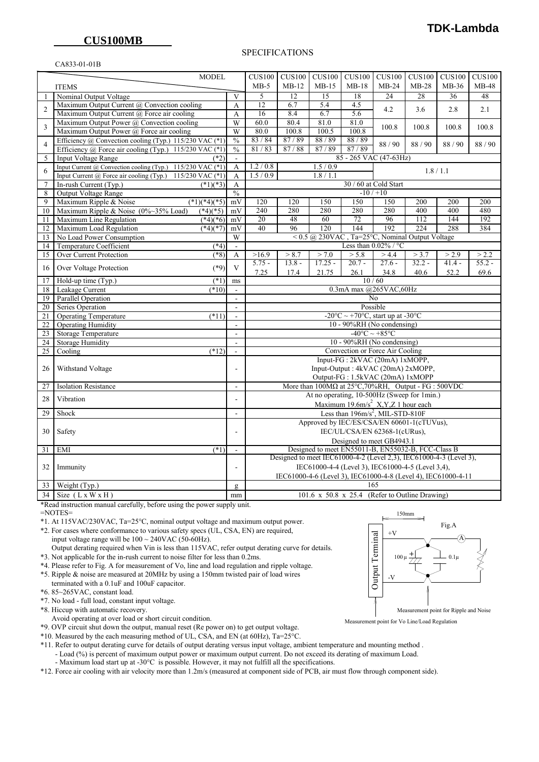**TDK-Lambda**

## CUS100MB

SPECIFICATIONS

CA833-01-01B

| | ITEMS | | MODEL | CUS100 MB-5 | CUS100 MB-12 | CUS100 MB-15 | CUS100 MB-18 | CUS100 MB-24 | CUS100 MB-28 | CUS100 MB-36 | CUS100 MB-48 |
|---|---|---|---|---|---|---|---|---|---|---|---|
| 1 | Nominal Output Voltage | | V | 5 | 12 | 15 | 18 | 24 | 28 | 36 | 48 |
| 2 | Maximum Output Current @ Convection cooling | | A | 12 | 6.7 | 5.4 | 4.5 | 4.2 | 3.6 | 2.8 | 2.1 |
| | Maximum Output Current @ Force air cooling | | A | 16 | 8.4 | 6.7 | 5.6 | | | | |
| 3 | Maximum Output Power @ Convection cooling | | W | 60.0 | 80.4 | 81.0 | 81.0 | 100.8 | 100.8 | 100.8 | 100.8 |
| | Maximum Output Power @ Force air cooling | | W | 80.0 | 100.8 | 100.5 | 100.8 | | | | |
| 4 | Efficiency @ Convection cooling (Typ.) 115/230 VAC | (*1) | % | 83 / 84 | 87 / 89 | 88 / 89 | 88 / 89 | 88 / 90 | 88 / 90 | 88 / 90 | 88 / 90 |
| | Efficiency @ Force air cooling (Typ.) 115/230 VAC | (*1) | % | 81 / 83 | 87 / 88 | 87 / 89 | 87 / 89 | | | | |
| 5 | Input Voltage Range | (*2) | - | 85 - 265 VAC (47-63Hz) | | | | | | | |
| 6 | Input Current @ Convection cooling (Typ.) 115/230 VAC | (*1) | A | 1.2 / 0.8 | 1.5 / 0.9 | | | 1.8 / 1.1 | | | |
| | Input Current @ Force air cooling (Typ.) 115/230 VAC | (*1) | A | 1.5 / 0.9 | 1.8 / 1.1 | | | | | | |
| 7 | In-rush Current (Typ.) | (*1)(*3) | A | 30 / 60 at Cold Start | | | | | | | |
| 8 | Output Voltage Range | | % | -10 / +10 | | | | | | | |
| 9 | Maximum Ripple & Noise | (*1)(*4)(*5) | mV | 120 | 120 | 150 | 150 | 150 | 200 | 200 | 200 |
| 10 | Maximum Ripple & Noise (0%~35% Load) | (*4)(*5) | mV | 240 | 280 | 280 | 280 | 280 | 400 | 400 | 480 |
| 11 | Maximum Line Regulation | (*4)(*6) | mV | 20 | 48 | 60 | 72 | 96 | 112 | 144 | 192 |
| 12 | Maximum Load Regulation | (*4)(*7) | mV | 40 | 96 | 120 | 144 | 192 | 224 | 288 | 384 |
| 13 | No Load Power Consumption | | W | < 0.5 @ 230VAC , Ta=25°C, Nominal Output Voltage | | | | | | | |
| 14 | Temperature Coefficient | (*4) | - | Less than 0.02% / °C | | | | | | | |
| 15 | Over Current Protection | (*8) | A | >16.9 | > 8.7 | > 7.0 | > 5.8 | > 4.4 | > 3.7 | > 2.9 | > 2.2 |
| 16 | Over Voltage Protection | (*9) | V | 5.75 - 7.25 | 13.8 - 17.4 | 17.25 - 21.75 | 20.7 - 26.1 | 27.6 - 34.8 | 32.2 - 40.6 | 41.4 - 52.2 | 55.2 - 69.6 |
| 17 | Hold-up time (Typ.) | (*1) | ms | 10 / 60 | | | | | | | |
| 18 | Leakage Current | (*10) | - | 0.3mA max @265VAC,60Hz | | | | | | | |
| 19 | Parallel Operation | | - | No | | | | | | | |
| 20 | Series Operation | | - | Possible | | | | | | | |
| 21 | Operating Temperature | (*11) | - | -20°C ~ +70°C, start up at -30°C | | | | | | | |
| 22 | Operating Humidity | | - | 10 - 90%RH (No condensing) | | | | | | | |
| 23 | Storage Temperature | | - | -40°C ~ +85°C | | | | | | | |
| 24 | Storage Humidity | | - | 10 - 90%RH (No condensing) | | | | | | | |
| 25 | Cooling | (*12) | - | Convection or Force Air Cooling | | | | | | | |
| 26 | Withstand Voltage | | - | Input-FG : 2kVAC (20mA) 1xMOPP, Input-Output : 4kVAC (20mA) 2xMOPP, Output-FG : 1.5kVAC (20mA) 1xMOPP | | | | | | | |
| 27 | Isolation Resistance | | - | More than 100MΩ at 25°C,70%RH, Output - FG : 500VDC | | | | | | | |
| 28 | Vibration | | - | At no operating, 10-500Hz (Sweep for 1min.) Maximum 19.6m/s$^2$ X,Y,Z 1 hour each | | | | | | | |
| 29 | Shock | | - | Less than 196m/s$^2$, MIL-STD-810F | | | | | | | |
| 30 | Safety | | - | Approved by IEC/ES/CSA/EN 60601-1(cTUVus), IEC/UL/CSA/EN 62368-1(cURus), Designed to meet GB4943.1 | | | | | | | |
| 31 | EMI | (*1) | - | Designed to meet EN55011-B, EN55032-B, FCC-Class B | | | | | | | |
| 32 | Immunity | | - | Designed to meet IEC61000-4-2 (Level 2,3), IEC61000-4-3 (Level 3), IEC61000-4-4 (Level 3), IEC61000-4-5 (Level 3,4), IEC61000-4-6 (Level 3), IEC61000-4-8 (Level 4), IEC61000-4-11 | | | | | | | |
| 33 | Weight (Typ.) | | g | 165 | | | | | | | |
| 34 | Size ( L x W x H ) | | mm | 101.6 x 50.8 x 25.4 (Refer to Outline Drawing) | | | | | | | |

*Read instruction manual carefully, before using the power supply unit.

=NOTES=

*1. At 115VAC/230VAC, Ta=25°C, nominal output voltage and maximum output power.

*2. For cases where conformance to various safety specs (UL, CSA, EN) are required, input voltage range will be 100 ~ 240VAC (50-60Hz).
Output derating required when Vin is less than 115VAC, refer output derating curve for details.

*3. Not applicable for the in-rush current to noise filter for less than 0.2ms.

*4. Please refer to Fig. A for measurement of Vo, line and load regulation and ripple voltage.

*5. Ripple & noise are measured at 20MHz by using a 150mm twisted pair of load wires terminated with a 0.1uF and 100uF capacitor.

*6. 85~265VAC, constant load.

*7. No load - full load, constant input voltage.

*8. Hiccup with automatic recovery.
Avoid operating at over load or short circuit condition.

*9. OVP circuit shut down the output, manual reset (Re power on) to get output voltage.

*10. Measured by the each measuring method of UL, CSA, and EN (at 60Hz), Ta=25°C.

*11. Refer to output derating curve for details of output derating versus input voltage, ambient temperature and mounting method .
- Load (%) is percent of maximum output power or maximum output current. Do not exceed its derating of maximum Load.
- Maximum load start up at -30°C is possible. However, it may not fulfill all the specifications.

*12. Force air cooling with air velocity more than 1.2m/s (measured at component side of PCB, air must flow through component side).

Fig.A

150mm

Output Terminal +V -V 100μ 0.1μ A

Measurement point for Ripple and Noise

Measurement point for Vo Line/Load Regulation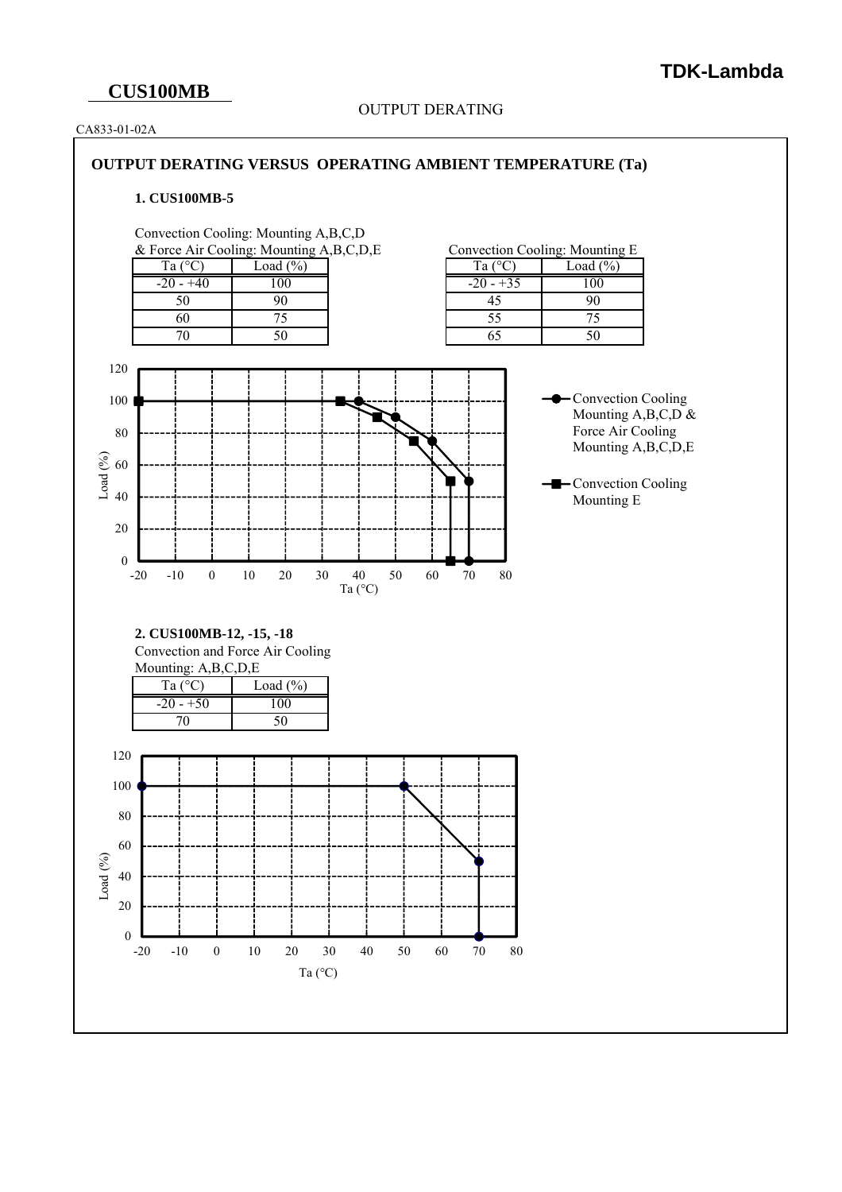# CUS100MB

OUTPUT DERATING

CA833-01-02A

## OUTPUT DERATING VERSUS OPERATING AMBIENT TEMPERATURE (Ta)

### 1. CUS100MB-5

Convection Cooling: Mounting A,B,C,D
& Force Air Cooling: Mounting A,B,C,D,E

| Ta (°C) | Load (%) |
|---|---|
| -20 - +40 | 100 |
| 50 | 90 |
| 60 | 75 |
| 70 | 50 |

Convection Cooling: Mounting E

| Ta (°C) | Load (%) |
|---|---|
| -20 - +35 | 100 |
| 45 | 90 |
| 55 | 75 |
| 65 | 50 |

Load (%)

Ta (°C)

Convection Cooling Mounting A,B,C,D & Force Air Cooling Mounting A,B,C,D,E

Convection Cooling Mounting E

### 2. CUS100MB-12, -15, -18

Convection and Force Air Cooling
Mounting: A,B,C,D,E

| Ta (°C) | Load (%) |
|---|---|
| -20 - +50 | 100 |
| 70 | 50 |

Load (%)

Ta (°C)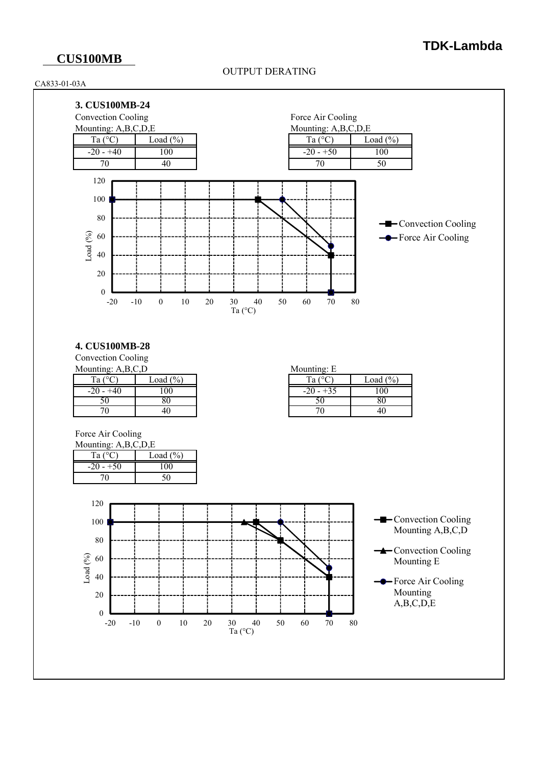**CUS100MB**

OUTPUT DERATING

CA833-01-03A

### 3. CUS100MB-24

Convection Cooling
Mounting: A,B,C,D,E

| Ta (°C) | Load (%) |
|---|---|
| -20 - +40 | 100 |
| 70 | 40 |

Force Air Cooling
Mounting: A,B,C,D,E

| Ta (°C) | Load (%) |
|---|---|
| -20 - +50 | 100 |
| 70 | 50 |

### 4. CUS100MB-28

Convection Cooling
Mounting: A,B,C,D

| Ta (°C) | Load (%) |
|---|---|
| -20 - +40 | 100 |
| 50 | 80 |
| 70 | 40 |

Mounting: E

| Ta (°C) | Load (%) |
|---|---|
| -20 - +35 | 100 |
| 50 | 80 |
| 70 | 40 |

Force Air Cooling
Mounting: A,B,C,D,E

| Ta (°C) | Load (%) |
|---|---|
| -20 - +50 | 100 |
| 70 | 50 |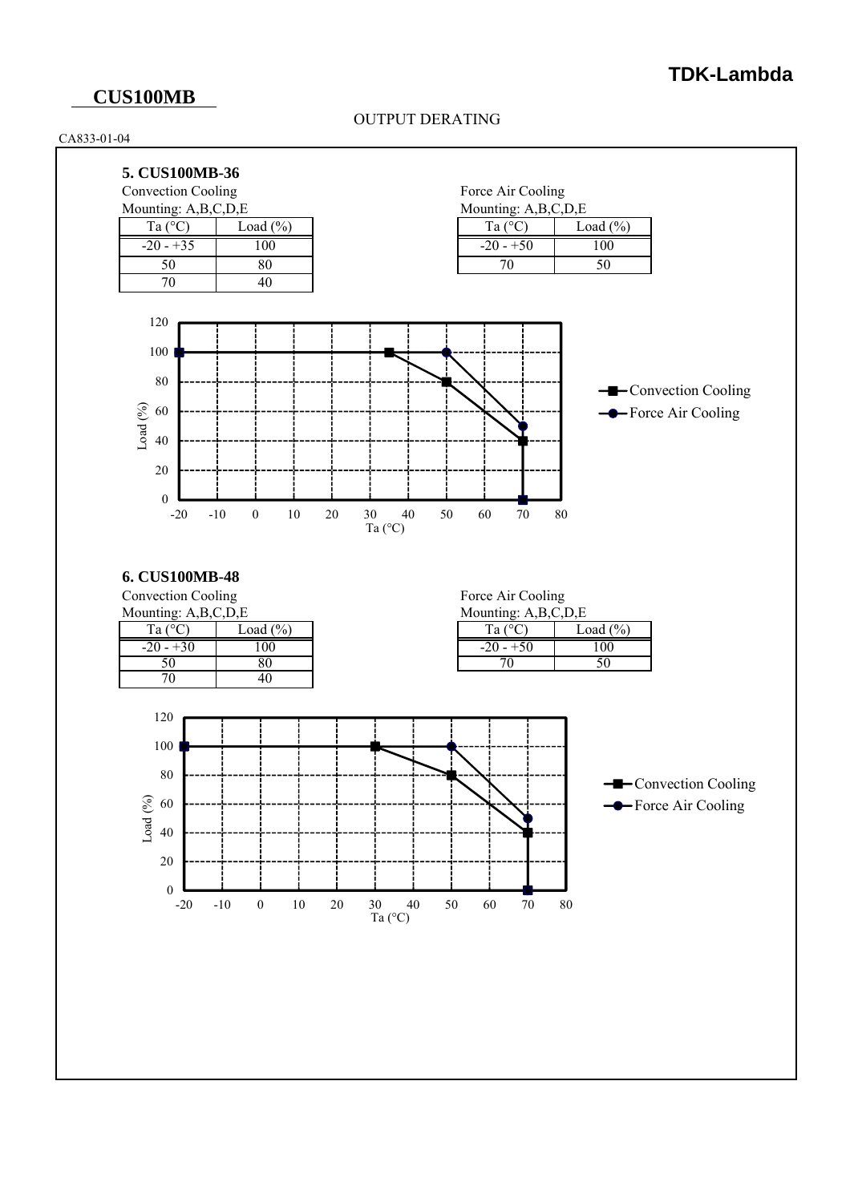# CUS100MB

OUTPUT DERATING

CA833-01-04

### 5. CUS100MB-36

Convection Cooling
Mounting: A,B,C,D,E

| Ta (°C) | Load (%) |
|---|---|
| -20 - +35 | 100 |
| 50 | 80 |
| 70 | 40 |

Force Air Cooling
Mounting: A,B,C,D,E

| Ta (°C) | Load (%) |
|---|---|
| -20 - +50 | 100 |
| 70 | 50 |

### 6. CUS100MB-48

Convection Cooling
Mounting: A,B,C,D,E

| Ta (°C) | Load (%) |
|---|---|
| -20 - +30 | 100 |
| 50 | 80 |
| 70 | 40 |

Force Air Cooling
Mounting: A,B,C,D,E

| Ta (°C) | Load (%) |
|---|---|
| -20 - +50 | 100 |
| 70 | 50 |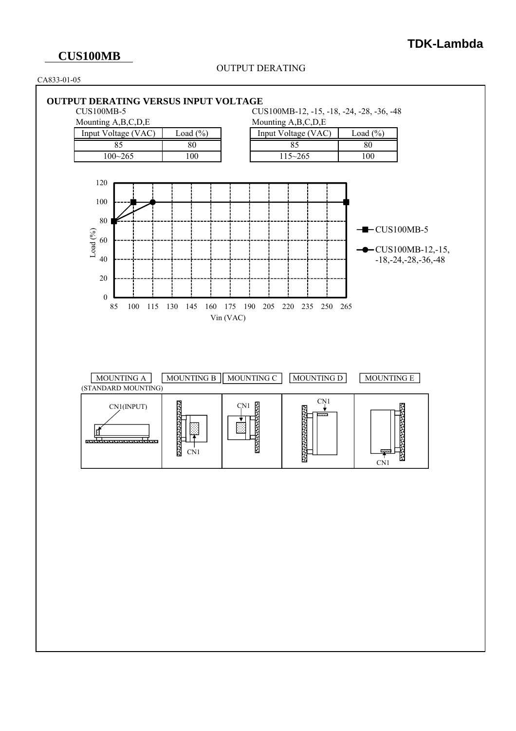**CUS100MB**

OUTPUT DERATING

CA833-01-05

### OUTPUT DERATING VERSUS INPUT VOLTAGE

CUS100MB-5

Mounting A,B,C,D,E

| Input Voltage (VAC) | Load (%) |
|---|---|
| 85 | 80 |
| 100~265 | 100 |

CUS100MB-12, -15, -18, -24, -28, -36, -48

Mounting A,B,C,D,E

| Input Voltage (VAC) | Load (%) |
|---|---|
| 85 | 80 |
| 115~265 | 100 |

Load (%)

120
100
80
60
40
20
0

85 100 115 130 145 160 175 190 205 220 235 250 265

Vin (VAC)

CUS100MB-5

CUS100MB-12,-15, -18,-24,-28,-36,-48

MOUNTING A (STANDARD MOUNTING)

MOUNTING B

MOUNTING C

MOUNTING D

MOUNTING E

CN1(INPUT)

CN1

CN1

CN1

CN1